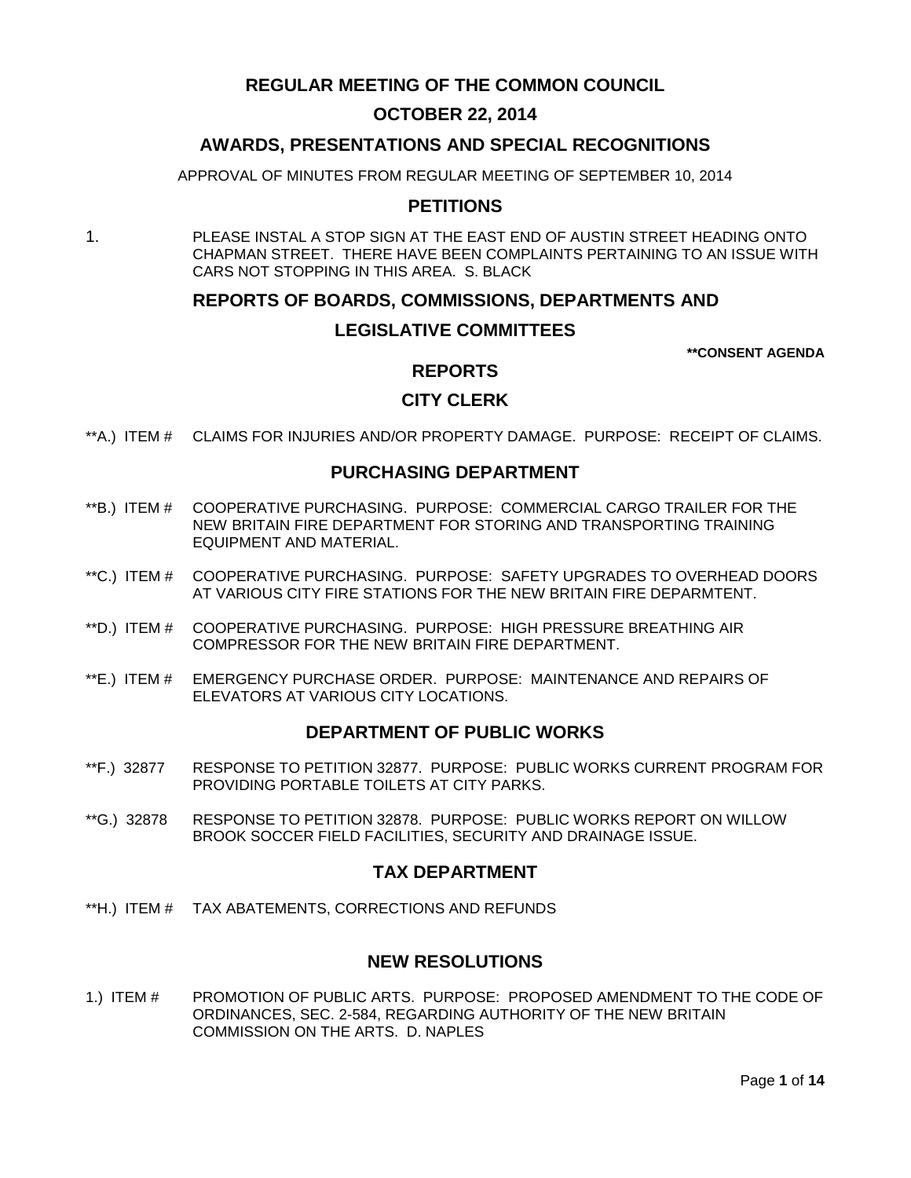# REGULAR MEETING OF THE COMMON COUNCIL

## OCTOBER 22, 2014

## AWARDS, PRESENTATIONS AND SPECIAL RECOGNITIONS

APPROVAL OF MINUTES FROM REGULAR MEETING OF SEPTEMBER 10, 2014

## PETITIONS

1. PLEASE INSTAL A STOP SIGN AT THE EAST END OF AUSTIN STREET HEADING ONTO CHAPMAN STREET. THERE HAVE BEEN COMPLAINTS PERTAINING TO AN ISSUE WITH CARS NOT STOPPING IN THIS AREA. S. BLACK

## REPORTS OF BOARDS, COMMISSIONS, DEPARTMENTS AND LEGISLATIVE COMMITTEES

**\*\*CONSENT AGENDA**

## REPORTS

### CITY CLERK

**A.) ITEM # CLAIMS FOR INJURIES AND/OR PROPERTY DAMAGE. PURPOSE: RECEIPT OF CLAIMS.

### PURCHASING DEPARTMENT

**B.) ITEM # COOPERATIVE PURCHASING. PURPOSE: COMMERCIAL CARGO TRAILER FOR THE NEW BRITAIN FIRE DEPARTMENT FOR STORING AND TRANSPORTING TRAINING EQUIPMENT AND MATERIAL.

**C.) ITEM # COOPERATIVE PURCHASING. PURPOSE: SAFETY UPGRADES TO OVERHEAD DOORS AT VARIOUS CITY FIRE STATIONS FOR THE NEW BRITAIN FIRE DEPARMTENT.

**D.) ITEM # COOPERATIVE PURCHASING. PURPOSE: HIGH PRESSURE BREATHING AIR COMPRESSOR FOR THE NEW BRITAIN FIRE DEPARTMENT.

**E.) ITEM # EMERGENCY PURCHASE ORDER. PURPOSE: MAINTENANCE AND REPAIRS OF ELEVATORS AT VARIOUS CITY LOCATIONS.

### DEPARTMENT OF PUBLIC WORKS

**F.) 32877 RESPONSE TO PETITION 32877. PURPOSE: PUBLIC WORKS CURRENT PROGRAM FOR PROVIDING PORTABLE TOILETS AT CITY PARKS.

**G.) 32878 RESPONSE TO PETITION 32878. PURPOSE: PUBLIC WORKS REPORT ON WILLOW BROOK SOCCER FIELD FACILITIES, SECURITY AND DRAINAGE ISSUE.

### TAX DEPARTMENT

**H.) ITEM # TAX ABATEMENTS, CORRECTIONS AND REFUNDS

## NEW RESOLUTIONS

1.) ITEM # PROMOTION OF PUBLIC ARTS. PURPOSE: PROPOSED AMENDMENT TO THE CODE OF ORDINANCES, SEC. 2-584, REGARDING AUTHORITY OF THE NEW BRITAIN COMMISSION ON THE ARTS. D. NAPLES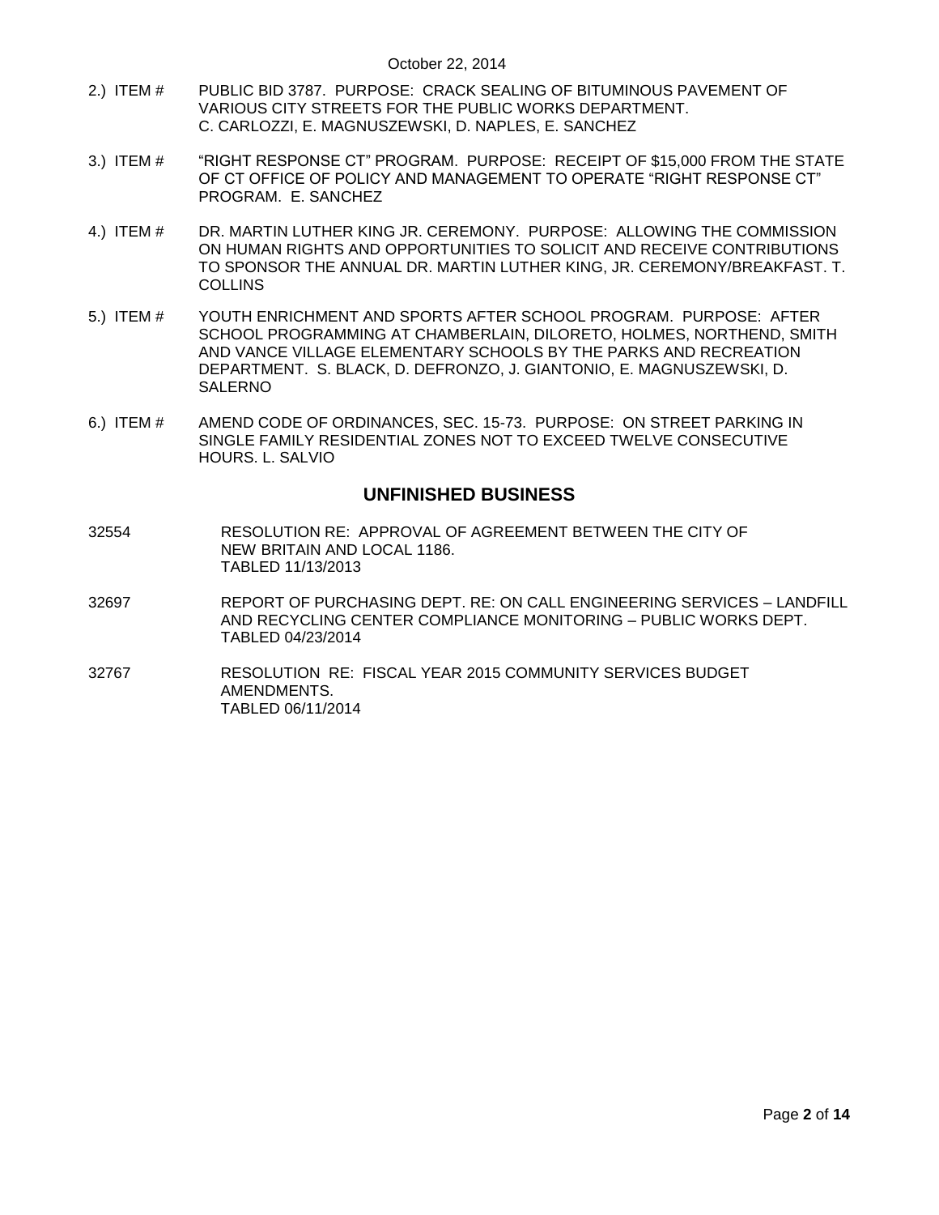2.) ITEM # PUBLIC BID 3787. PURPOSE: CRACK SEALING OF BITUMINOUS PAVEMENT OF VARIOUS CITY STREETS FOR THE PUBLIC WORKS DEPARTMENT. C. CARLOZZI, E. MAGNUSZEWSKI, D. NAPLES, E. SANCHEZ

3.) ITEM # "RIGHT RESPONSE CT" PROGRAM. PURPOSE: RECEIPT OF $15,000 FROM THE STATE OF CT OFFICE OF POLICY AND MANAGEMENT TO OPERATE "RIGHT RESPONSE CT" PROGRAM. E. SANCHEZ

4.) ITEM # DR. MARTIN LUTHER KING JR. CEREMONY. PURPOSE: ALLOWING THE COMMISSION ON HUMAN RIGHTS AND OPPORTUNITIES TO SOLICIT AND RECEIVE CONTRIBUTIONS TO SPONSOR THE ANNUAL DR. MARTIN LUTHER KING, JR. CEREMONY/BREAKFAST. T. COLLINS

5.) ITEM # YOUTH ENRICHMENT AND SPORTS AFTER SCHOOL PROGRAM. PURPOSE: AFTER SCHOOL PROGRAMMING AT CHAMBERLAIN, DILORETO, HOLMES, NORTHEND, SMITH AND VANCE VILLAGE ELEMENTARY SCHOOLS BY THE PARKS AND RECREATION DEPARTMENT. S. BLACK, D. DEFRONZO, J. GIANTONIO, E. MAGNUSZEWSKI, D. SALERNO

6.) ITEM # AMEND CODE OF ORDINANCES, SEC. 15-73. PURPOSE: ON STREET PARKING IN SINGLE FAMILY RESIDENTIAL ZONES NOT TO EXCEED TWELVE CONSECUTIVE HOURS. L. SALVIO

## UNFINISHED BUSINESS

32554 RESOLUTION RE: APPROVAL OF AGREEMENT BETWEEN THE CITY OF NEW BRITAIN AND LOCAL 1186.
TABLED 11/13/2013

32697 REPORT OF PURCHASING DEPT. RE: ON CALL ENGINEERING SERVICES – LANDFILL AND RECYCLING CENTER COMPLIANCE MONITORING – PUBLIC WORKS DEPT.
TABLED 04/23/2014

32767 RESOLUTION RE: FISCAL YEAR 2015 COMMUNITY SERVICES BUDGET AMENDMENTS.
TABLED 06/11/2014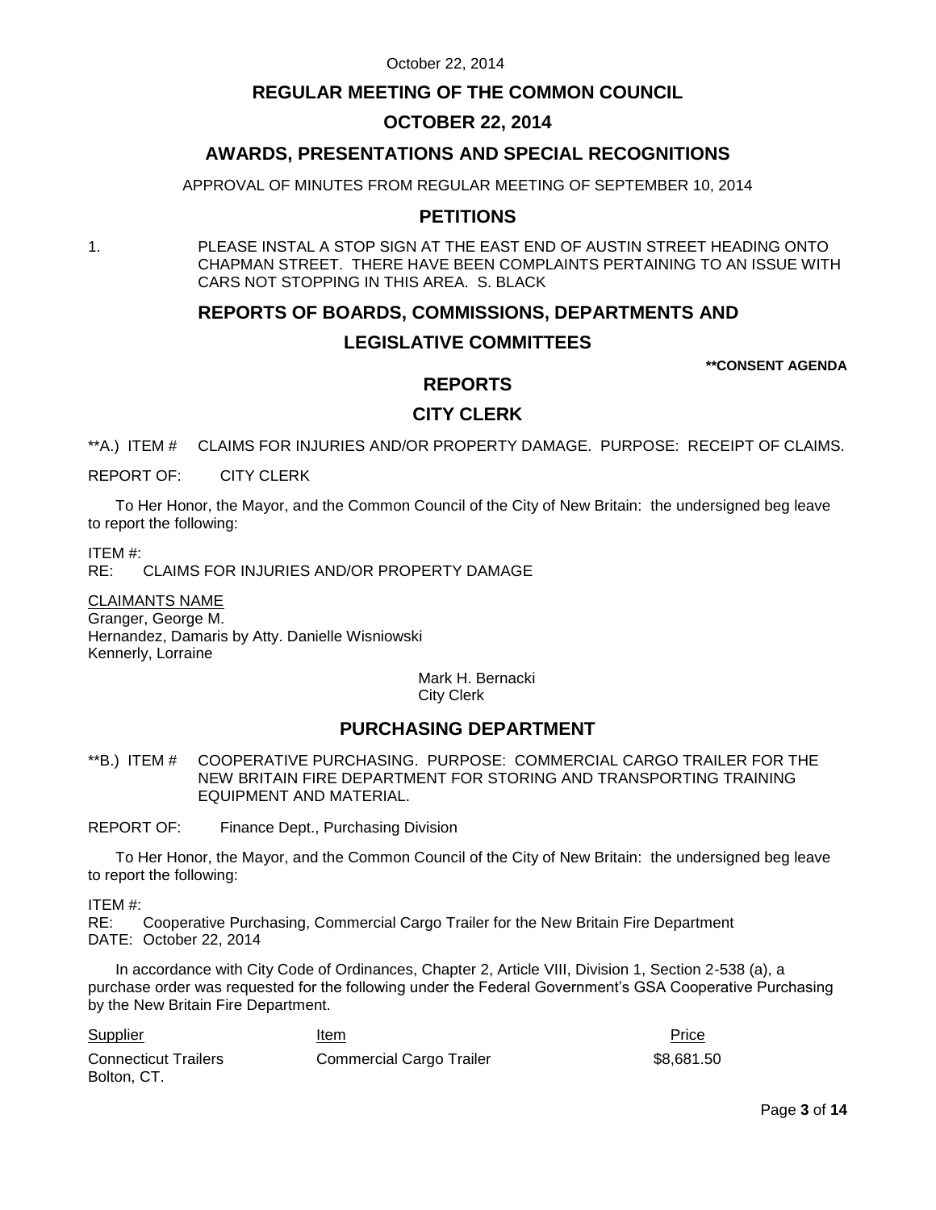# REGULAR MEETING OF THE COMMON COUNCIL

## OCTOBER 22, 2014

## AWARDS, PRESENTATIONS AND SPECIAL RECOGNITIONS

APPROVAL OF MINUTES FROM REGULAR MEETING OF SEPTEMBER 10, 2014

## PETITIONS

1. PLEASE INSTAL A STOP SIGN AT THE EAST END OF AUSTIN STREET HEADING ONTO CHAPMAN STREET. THERE HAVE BEEN COMPLAINTS PERTAINING TO AN ISSUE WITH CARS NOT STOPPING IN THIS AREA. S. BLACK

## REPORTS OF BOARDS, COMMISSIONS, DEPARTMENTS AND LEGISLATIVE COMMITTEES

**\*\*CONSENT AGENDA**

## REPORTS

## CITY CLERK

**A.) ITEM # CLAIMS FOR INJURIES AND/OR PROPERTY DAMAGE. PURPOSE: RECEIPT OF CLAIMS.

REPORT OF: CITY CLERK

To Her Honor, the Mayor, and the Common Council of the City of New Britain: the undersigned beg leave to report the following:

ITEM #:
RE: CLAIMS FOR INJURIES AND/OR PROPERTY DAMAGE

CLAIMANTS NAME
Granger, George M.
Hernandez, Damaris by Atty. Danielle Wisniowski
Kennerly, Lorraine

Mark H. Bernacki
City Clerk

## PURCHASING DEPARTMENT

**B.) ITEM # COOPERATIVE PURCHASING. PURPOSE: COMMERCIAL CARGO TRAILER FOR THE NEW BRITAIN FIRE DEPARTMENT FOR STORING AND TRANSPORTING TRAINING EQUIPMENT AND MATERIAL.

REPORT OF: Finance Dept., Purchasing Division

To Her Honor, the Mayor, and the Common Council of the City of New Britain: the undersigned beg leave to report the following:

ITEM #:
RE: Cooperative Purchasing, Commercial Cargo Trailer for the New Britain Fire Department
DATE: October 22, 2014

In accordance with City Code of Ordinances, Chapter 2, Article VIII, Division 1, Section 2-538 (a), a purchase order was requested for the following under the Federal Government's GSA Cooperative Purchasing by the New Britain Fire Department.

| Supplier | Item | Price |
|---|---|---|
| Connecticut Trailers Bolton, CT. | Commercial Cargo Trailer | \$8,681.50 |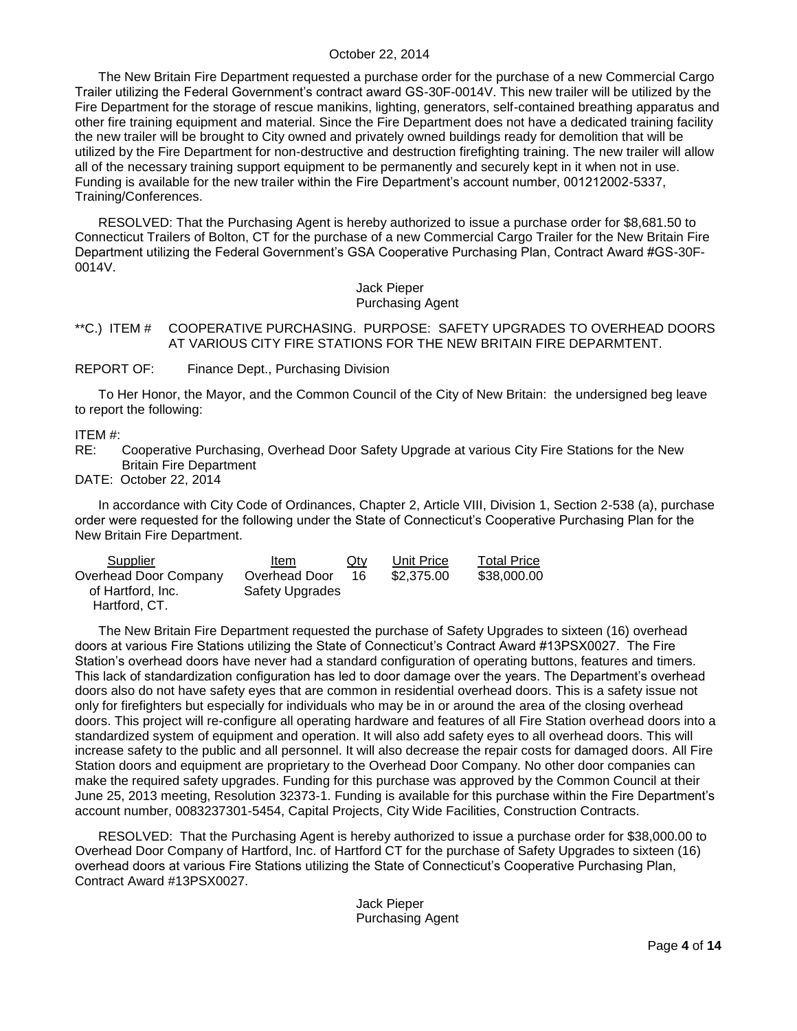The New Britain Fire Department requested a purchase order for the purchase of a new Commercial Cargo Trailer utilizing the Federal Government's contract award GS-30F-0014V. This new trailer will be utilized by the Fire Department for the storage of rescue manikins, lighting, generators, self-contained breathing apparatus and other fire training equipment and material. Since the Fire Department does not have a dedicated training facility the new trailer will be brought to City owned and privately owned buildings ready for demolition that will be utilized by the Fire Department for non-destructive and destruction firefighting training. The new trailer will allow all of the necessary training support equipment to be permanently and securely kept in it when not in use. Funding is available for the new trailer within the Fire Department's account number, 001212002-5337, Training/Conferences.

RESOLVED: That the Purchasing Agent is hereby authorized to issue a purchase order for $8,681.50 to Connecticut Trailers of Bolton, CT for the purchase of a new Commercial Cargo Trailer for the New Britain Fire Department utilizing the Federal Government's GSA Cooperative Purchasing Plan, Contract Award #GS-30F-0014V.

Jack Pieper
Purchasing Agent

**C.) ITEM # COOPERATIVE PURCHASING. PURPOSE: SAFETY UPGRADES TO OVERHEAD DOORS AT VARIOUS CITY FIRE STATIONS FOR THE NEW BRITAIN FIRE DEPARMTENT.

REPORT OF: Finance Dept., Purchasing Division

To Her Honor, the Mayor, and the Common Council of the City of New Britain: the undersigned beg leave to report the following:

ITEM #:
RE: Cooperative Purchasing, Overhead Door Safety Upgrade at various City Fire Stations for the New Britain Fire Department
DATE: October 22, 2014

In accordance with City Code of Ordinances, Chapter 2, Article VIII, Division 1, Section 2-538 (a), purchase order were requested for the following under the State of Connecticut's Cooperative Purchasing Plan for the New Britain Fire Department.

| Supplier | Item | Qty | Unit Price | Total Price |
|---|---|---|---|---|
| Overhead Door Company of Hartford, Inc. Hartford, CT. | Overhead Door Safety Upgrades | 16 | $2,375.00 | $38,000.00 |

The New Britain Fire Department requested the purchase of Safety Upgrades to sixteen (16) overhead doors at various Fire Stations utilizing the State of Connecticut's Contract Award #13PSX0027. The Fire Station's overhead doors have never had a standard configuration of operating buttons, features and timers. This lack of standardization configuration has led to door damage over the years. The Department's overhead doors also do not have safety eyes that are common in residential overhead doors. This is a safety issue not only for firefighters but especially for individuals who may be in or around the area of the closing overhead doors. This project will re-configure all operating hardware and features of all Fire Station overhead doors into a standardized system of equipment and operation. It will also add safety eyes to all overhead doors. This will increase safety to the public and all personnel. It will also decrease the repair costs for damaged doors. All Fire Station doors and equipment are proprietary to the Overhead Door Company. No other door companies can make the required safety upgrades. Funding for this purchase was approved by the Common Council at their June 25, 2013 meeting, Resolution 32373-1. Funding is available for this purchase within the Fire Department's account number, 0083237301-5454, Capital Projects, City Wide Facilities, Construction Contracts.

RESOLVED: That the Purchasing Agent is hereby authorized to issue a purchase order for $38,000.00 to Overhead Door Company of Hartford, Inc. of Hartford CT for the purchase of Safety Upgrades to sixteen (16) overhead doors at various Fire Stations utilizing the State of Connecticut's Cooperative Purchasing Plan, Contract Award #13PSX0027.

Jack Pieper
Purchasing Agent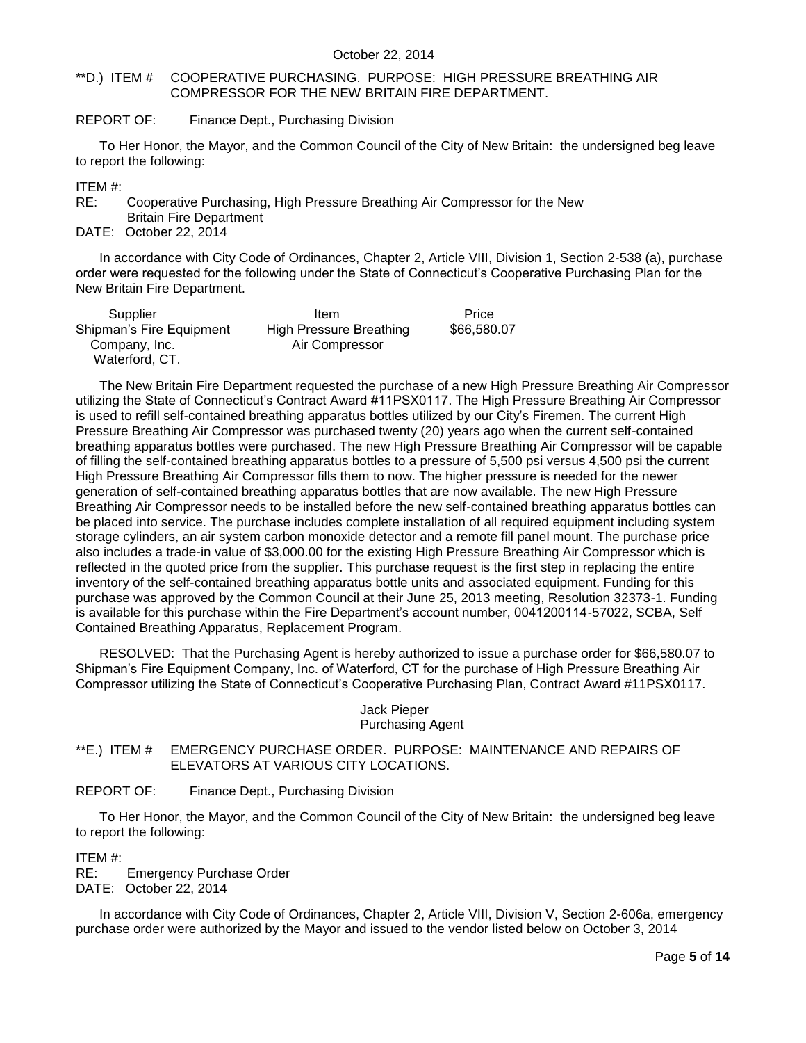**D.) ITEM # COOPERATIVE PURCHASING. PURPOSE: HIGH PRESSURE BREATHING AIR COMPRESSOR FOR THE NEW BRITAIN FIRE DEPARTMENT.

REPORT OF: Finance Dept., Purchasing Division

To Her Honor, the Mayor, and the Common Council of the City of New Britain: the undersigned beg leave to report the following:

ITEM #:
RE: Cooperative Purchasing, High Pressure Breathing Air Compressor for the New Britain Fire Department
DATE: October 22, 2014

In accordance with City Code of Ordinances, Chapter 2, Article VIII, Division 1, Section 2-538 (a), purchase order were requested for the following under the State of Connecticut's Cooperative Purchasing Plan for the New Britain Fire Department.

| Supplier | Item | Price |
|---|---|---|
| Shipman's Fire Equipment Company, Inc. Waterford, CT. | High Pressure Breathing Air Compressor | \$66,580.07 |

The New Britain Fire Department requested the purchase of a new High Pressure Breathing Air Compressor utilizing the State of Connecticut's Contract Award #11PSX0117. The High Pressure Breathing Air Compressor is used to refill self-contained breathing apparatus bottles utilized by our City's Firemen. The current High Pressure Breathing Air Compressor was purchased twenty (20) years ago when the current self-contained breathing apparatus bottles were purchased. The new High Pressure Breathing Air Compressor will be capable of filling the self-contained breathing apparatus bottles to a pressure of 5,500 psi versus 4,500 psi the current High Pressure Breathing Air Compressor fills them to now. The higher pressure is needed for the newer generation of self-contained breathing apparatus bottles that are now available. The new High Pressure Breathing Air Compressor needs to be installed before the new self-contained breathing apparatus bottles can be placed into service. The purchase includes complete installation of all required equipment including system storage cylinders, an air system carbon monoxide detector and a remote fill panel mount. The purchase price also includes a trade-in value of \$3,000.00 for the existing High Pressure Breathing Air Compressor which is reflected in the quoted price from the supplier. This purchase request is the first step in replacing the entire inventory of the self-contained breathing apparatus bottle units and associated equipment. Funding for this purchase was approved by the Common Council at their June 25, 2013 meeting, Resolution 32373-1. Funding is available for this purchase within the Fire Department's account number, 0041200114-57022, SCBA, Self Contained Breathing Apparatus, Replacement Program.

RESOLVED: That the Purchasing Agent is hereby authorized to issue a purchase order for \$66,580.07 to Shipman's Fire Equipment Company, Inc. of Waterford, CT for the purchase of High Pressure Breathing Air Compressor utilizing the State of Connecticut's Cooperative Purchasing Plan, Contract Award #11PSX0117.

Jack Pieper
Purchasing Agent

**E.) ITEM # EMERGENCY PURCHASE ORDER. PURPOSE: MAINTENANCE AND REPAIRS OF ELEVATORS AT VARIOUS CITY LOCATIONS.

REPORT OF: Finance Dept., Purchasing Division

To Her Honor, the Mayor, and the Common Council of the City of New Britain: the undersigned beg leave to report the following:

ITEM #:
RE: Emergency Purchase Order
DATE: October 22, 2014

In accordance with City Code of Ordinances, Chapter 2, Article VIII, Division V, Section 2-606a, emergency purchase order were authorized by the Mayor and issued to the vendor listed below on October 3, 2014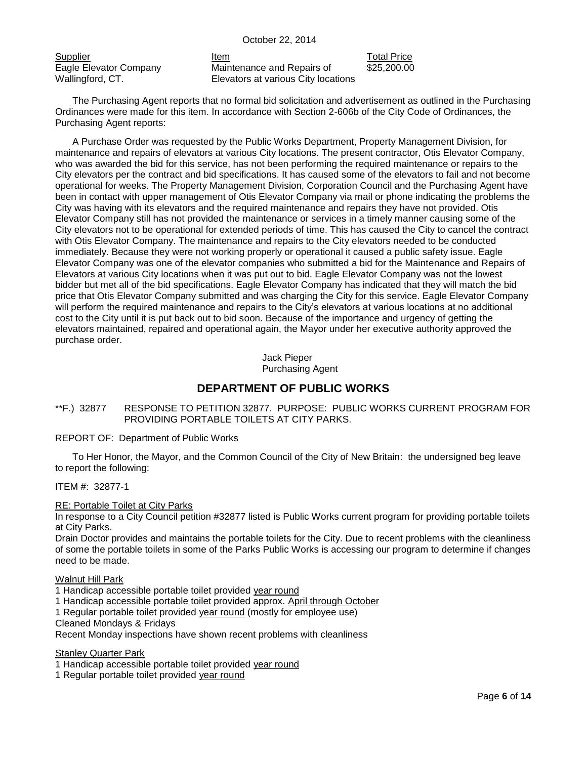October 22, 2014

| Supplier | Item | Total Price |
| --- | --- | --- |
| Eagle Elevator Company<br>Wallingford, CT. | Maintenance and Repairs of Elevators at various City locations | $25,200.00 |

The Purchasing Agent reports that no formal bid solicitation and advertisement as outlined in the Purchasing Ordinances were made for this item. In accordance with Section 2-606b of the City Code of Ordinances, the Purchasing Agent reports:

A Purchase Order was requested by the Public Works Department, Property Management Division, for maintenance and repairs of elevators at various City locations. The present contractor, Otis Elevator Company, who was awarded the bid for this service, has not been performing the required maintenance or repairs to the City elevators per the contract and bid specifications. It has caused some of the elevators to fail and not become operational for weeks. The Property Management Division, Corporation Council and the Purchasing Agent have been in contact with upper management of Otis Elevator Company via mail or phone indicating the problems the City was having with its elevators and the required maintenance and repairs they have not provided. Otis Elevator Company still has not provided the maintenance or services in a timely manner causing some of the City elevators not to be operational for extended periods of time. This has caused the City to cancel the contract with Otis Elevator Company. The maintenance and repairs to the City elevators needed to be conducted immediately. Because they were not working properly or operational it caused a public safety issue. Eagle Elevator Company was one of the elevator companies who submitted a bid for the Maintenance and Repairs of Elevators at various City locations when it was put out to bid. Eagle Elevator Company was not the lowest bidder but met all of the bid specifications. Eagle Elevator Company has indicated that they will match the bid price that Otis Elevator Company submitted and was charging the City for this service. Eagle Elevator Company will perform the required maintenance and repairs to the City's elevators at various locations at no additional cost to the City until it is put back out to bid soon. Because of the importance and urgency of getting the elevators maintained, repaired and operational again, the Mayor under her executive authority approved the purchase order.

Jack Pieper
Purchasing Agent

## DEPARTMENT OF PUBLIC WORKS

**F.) 32877 RESPONSE TO PETITION 32877. PURPOSE: PUBLIC WORKS CURRENT PROGRAM FOR PROVIDING PORTABLE TOILETS AT CITY PARKS.

REPORT OF: Department of Public Works

To Her Honor, the Mayor, and the Common Council of the City of New Britain: the undersigned beg leave to report the following:

ITEM #: 32877-1

RE: Portable Toilet at City Parks

In response to a City Council petition #32877 listed is Public Works current program for providing portable toilets at City Parks.

Drain Doctor provides and maintains the portable toilets for the City. Due to recent problems with the cleanliness of some the portable toilets in some of the Parks Public Works is accessing our program to determine if changes need to be made.

Walnut Hill Park

1 Handicap accessible portable toilet provided year round
1 Handicap accessible portable toilet provided approx. April through October
1 Regular portable toilet provided year round (mostly for employee use)
Cleaned Mondays & Fridays
Recent Monday inspections have shown recent problems with cleanliness

Stanley Quarter Park

1 Handicap accessible portable toilet provided year round
1 Regular portable toilet provided year round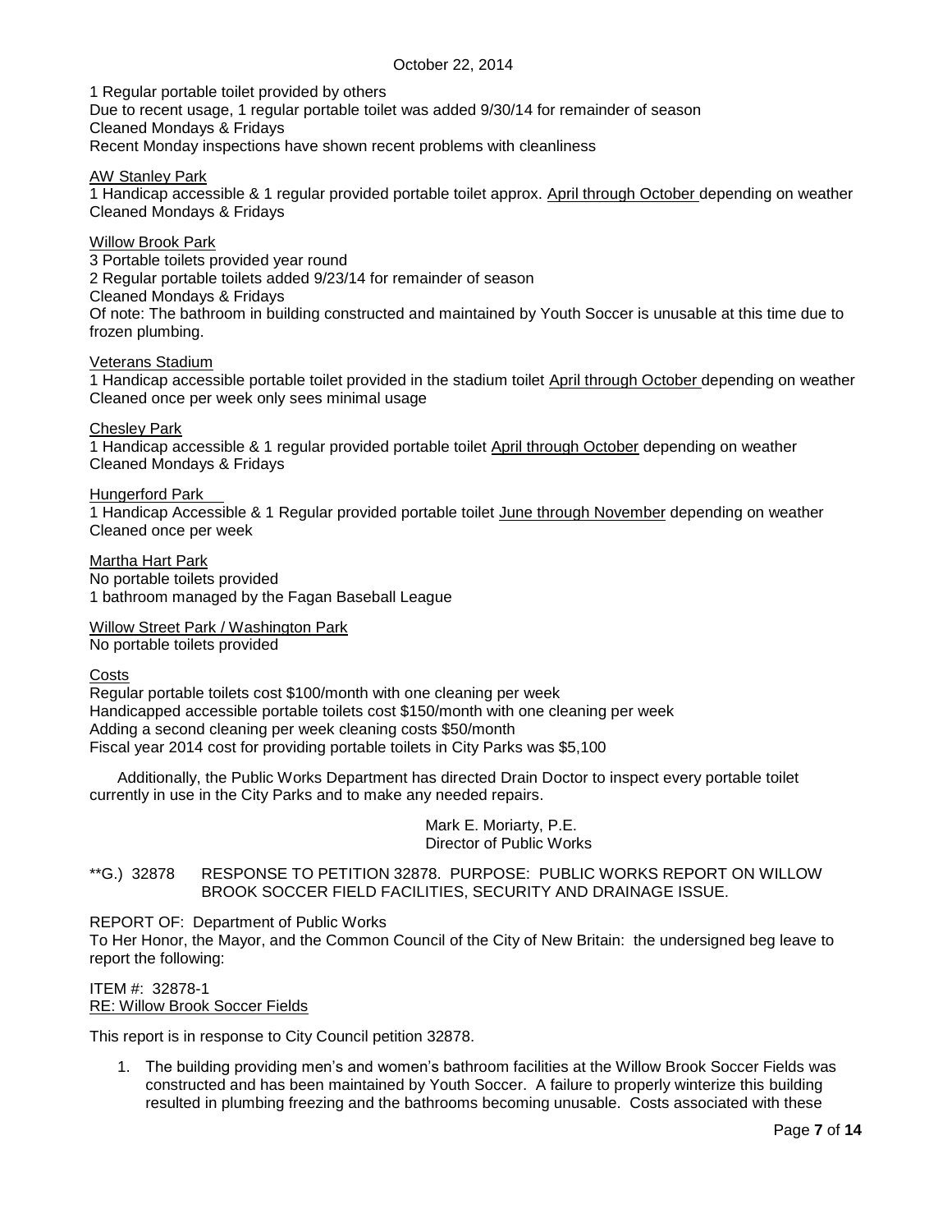1 Regular portable toilet provided by others
Due to recent usage, 1 regular portable toilet was added 9/30/14 for remainder of season
Cleaned Mondays & Fridays
Recent Monday inspections have shown recent problems with cleanliness

AW Stanley Park
1 Handicap accessible & 1 regular provided portable toilet approx. April through October depending on weather
Cleaned Mondays & Fridays

Willow Brook Park
3 Portable toilets provided year round
2 Regular portable toilets added 9/23/14 for remainder of season
Cleaned Mondays & Fridays
Of note: The bathroom in building constructed and maintained by Youth Soccer is unusable at this time due to frozen plumbing.

Veterans Stadium
1 Handicap accessible portable toilet provided in the stadium toilet April through October depending on weather
Cleaned once per week only sees minimal usage

Chesley Park
1 Handicap accessible & 1 regular provided portable toilet April through October depending on weather
Cleaned Mondays & Fridays

Hungerford Park
1 Handicap Accessible & 1 Regular provided portable toilet June through November depending on weather
Cleaned once per week

Martha Hart Park
No portable toilets provided
1 bathroom managed by the Fagan Baseball League

Willow Street Park / Washington Park
No portable toilets provided

Costs
Regular portable toilets cost $100/month with one cleaning per week
Handicapped accessible portable toilets cost $150/month with one cleaning per week
Adding a second cleaning per week cleaning costs $50/month
Fiscal year 2014 cost for providing portable toilets in City Parks was $5,100

Additionally, the Public Works Department has directed Drain Doctor to inspect every portable toilet currently in use in the City Parks and to make any needed repairs.

Mark E. Moriarty, P.E.
Director of Public Works

**G.) 32878 RESPONSE TO PETITION 32878. PURPOSE: PUBLIC WORKS REPORT ON WILLOW BROOK SOCCER FIELD FACILITIES, SECURITY AND DRAINAGE ISSUE.

REPORT OF: Department of Public Works
To Her Honor, the Mayor, and the Common Council of the City of New Britain: the undersigned beg leave to report the following:

ITEM #: 32878-1
RE: Willow Brook Soccer Fields

This report is in response to City Council petition 32878.

1. The building providing men's and women's bathroom facilities at the Willow Brook Soccer Fields was constructed and has been maintained by Youth Soccer. A failure to properly winterize this building resulted in plumbing freezing and the bathrooms becoming unusable. Costs associated with these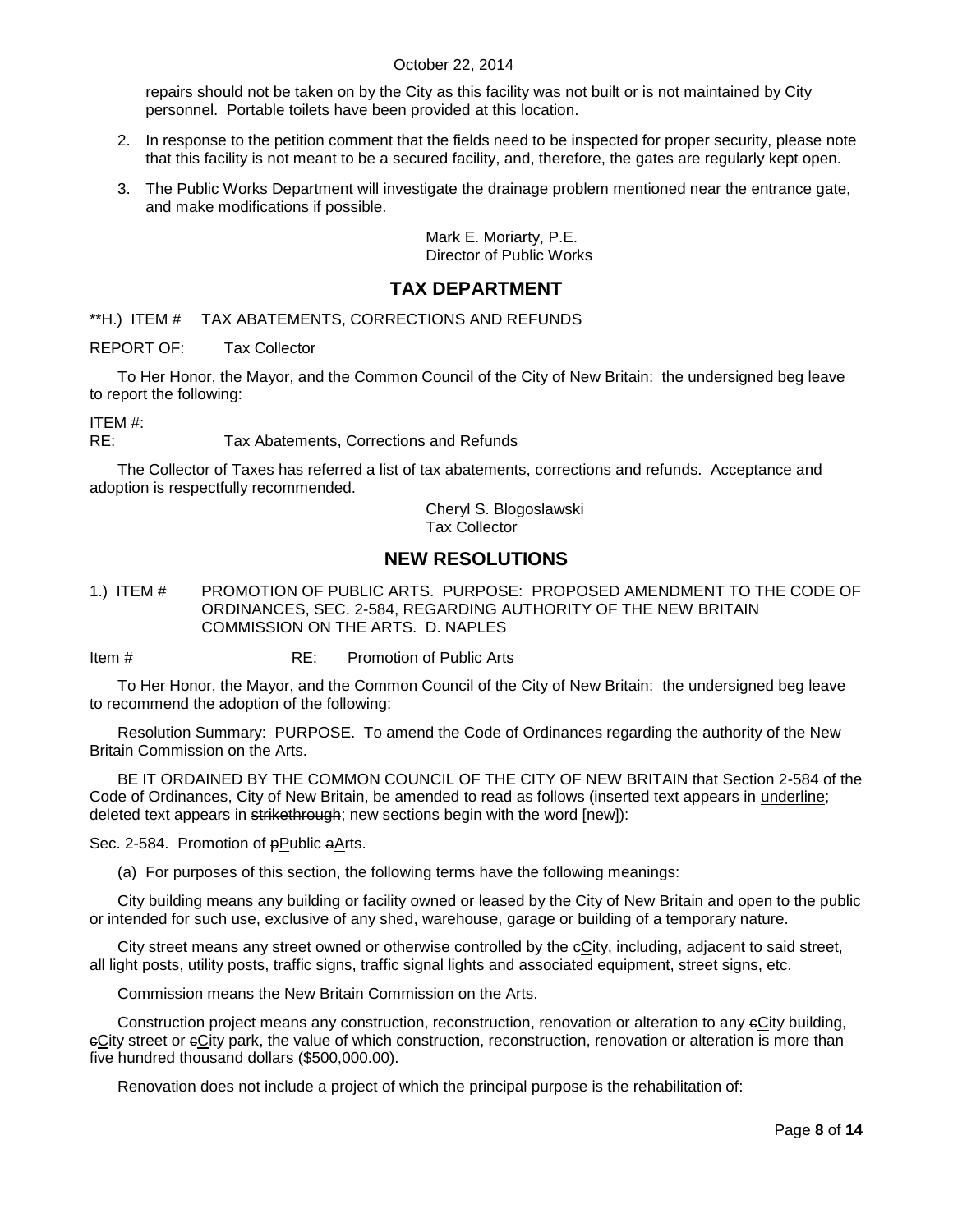repairs should not be taken on by the City as this facility was not built or is not maintained by City personnel. Portable toilets have been provided at this location.

2. In response to the petition comment that the fields need to be inspected for proper security, please note that this facility is not meant to be a secured facility, and, therefore, the gates are regularly kept open.
3. The Public Works Department will investigate the drainage problem mentioned near the entrance gate, and make modifications if possible.

Mark E. Moriarty, P.E.
Director of Public Works

## TAX DEPARTMENT

**H.) ITEM # TAX ABATEMENTS, CORRECTIONS AND REFUNDS

REPORT OF: Tax Collector

To Her Honor, the Mayor, and the Common Council of the City of New Britain: the undersigned beg leave to report the following:

ITEM #:
RE: Tax Abatements, Corrections and Refunds

The Collector of Taxes has referred a list of tax abatements, corrections and refunds. Acceptance and adoption is respectfully recommended.

Cheryl S. Blogoslawski
Tax Collector

## NEW RESOLUTIONS

1.) ITEM # PROMOTION OF PUBLIC ARTS. PURPOSE: PROPOSED AMENDMENT TO THE CODE OF ORDINANCES, SEC. 2-584, REGARDING AUTHORITY OF THE NEW BRITAIN COMMISSION ON THE ARTS. D. NAPLES

Item # RE: Promotion of Public Arts

To Her Honor, the Mayor, and the Common Council of the City of New Britain: the undersigned beg leave to recommend the adoption of the following:

Resolution Summary: PURPOSE. To amend the Code of Ordinances regarding the authority of the New Britain Commission on the Arts.

BE IT ORDAINED BY THE COMMON COUNCIL OF THE CITY OF NEW BRITAIN that Section 2-584 of the Code of Ordinances, City of New Britain, be amended to read as follows (inserted text appears in <u>underline</u>; deleted text appears in ~~strikethrough~~; new sections begin with the word [new]):

Sec. 2-584. Promotion of ~~p~~<u>P</u>ublic ~~a~~<u>A</u>rts.

(a) For purposes of this section, the following terms have the following meanings:

City building means any building or facility owned or leased by the City of New Britain and open to the public or intended for such use, exclusive of any shed, warehouse, garage or building of a temporary nature.

City street means any street owned or otherwise controlled by the ~~c~~<u>C</u>ity, including, adjacent to said street, all light posts, utility posts, traffic signs, traffic signal lights and associated equipment, street signs, etc.

Commission means the New Britain Commission on the Arts.

Construction project means any construction, reconstruction, renovation or alteration to any ~~c~~<u>C</u>ity building, ~~c~~<u>C</u>ity street or ~~c~~<u>C</u>ity park, the value of which construction, reconstruction, renovation or alteration is more than five hundred thousand dollars ($500,000.00).

Renovation does not include a project of which the principal purpose is the rehabilitation of: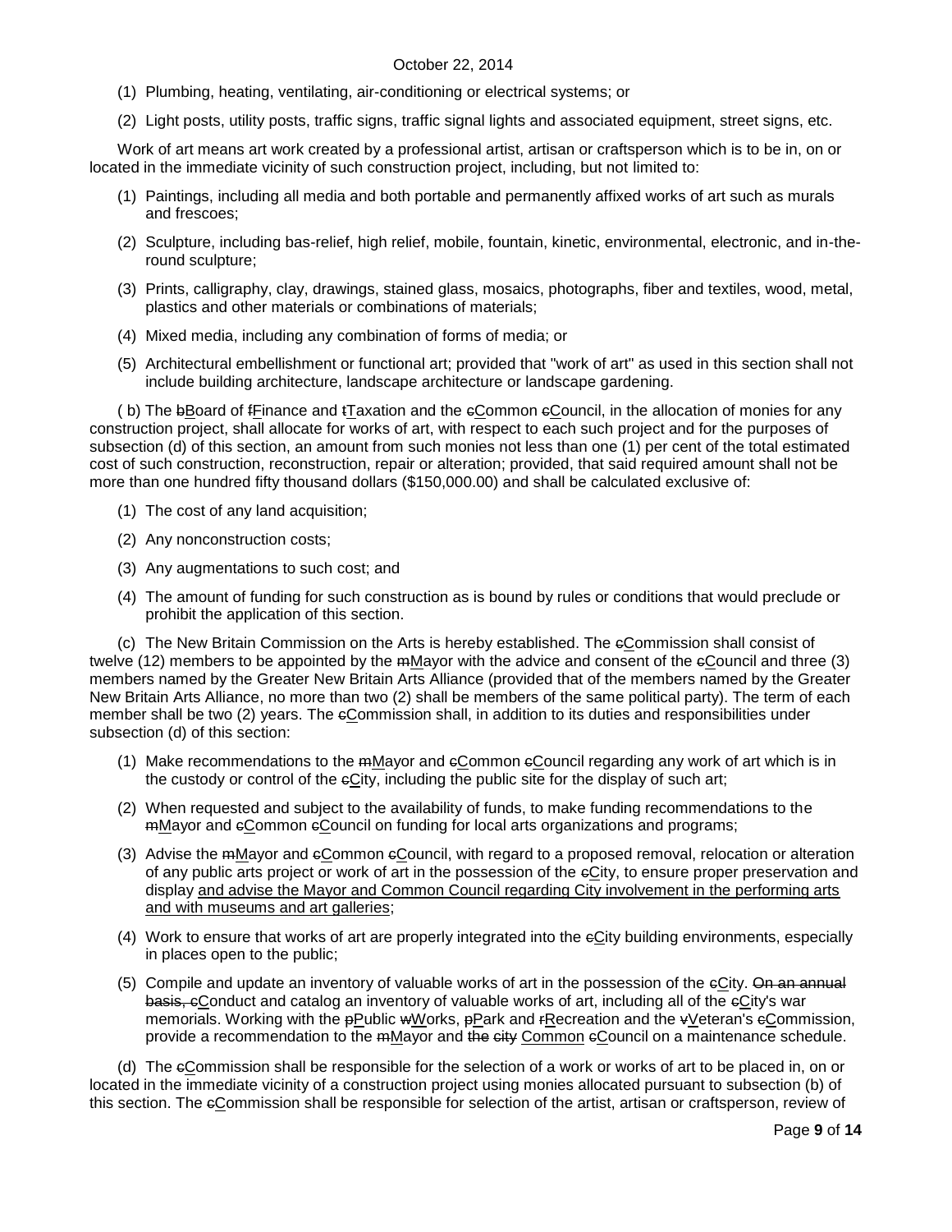(1) Plumbing, heating, ventilating, air-conditioning or electrical systems; or

(2) Light posts, utility posts, traffic signs, traffic signal lights and associated equipment, street signs, etc.

Work of art means art work created by a professional artist, artisan or craftsperson which is to be in, on or located in the immediate vicinity of such construction project, including, but not limited to:

(1) Paintings, including all media and both portable and permanently affixed works of art such as murals and frescoes;

(2) Sculpture, including bas-relief, high relief, mobile, fountain, kinetic, environmental, electronic, and in-the-round sculpture;

(3) Prints, calligraphy, clay, drawings, stained glass, mosaics, photographs, fiber and textiles, wood, metal, plastics and other materials or combinations of materials;

(4) Mixed media, including any combination of forms of media; or

(5) Architectural embellishment or functional art; provided that "work of art" as used in this section shall not include building architecture, landscape architecture or landscape gardening.

( b) The ~~b~~<u>B</u>oard of ~~f~~<u>F</u>inance and ~~t~~<u>T</u>axation and the ~~c~~<u>C</u>ommon ~~c~~<u>C</u>ouncil, in the allocation of monies for any construction project, shall allocate for works of art, with respect to each such project and for the purposes of subsection (d) of this section, an amount from such monies not less than one (1) per cent of the total estimated cost of such construction, reconstruction, repair or alteration; provided, that said required amount shall not be more than one hundred fifty thousand dollars ($150,000.00) and shall be calculated exclusive of:

(1) The cost of any land acquisition;

(2) Any nonconstruction costs;

(3) Any augmentations to such cost; and

(4) The amount of funding for such construction as is bound by rules or conditions that would preclude or prohibit the application of this section.

(c) The New Britain Commission on the Arts is hereby established. The ~~c~~<u>C</u>ommission shall consist of twelve (12) members to be appointed by the ~~m~~<u>M</u>ayor with the advice and consent of the ~~c~~<u>C</u>ouncil and three (3) members named by the Greater New Britain Arts Alliance (provided that of the members named by the Greater New Britain Arts Alliance, no more than two (2) shall be members of the same political party). The term of each member shall be two (2) years. The ~~c~~<u>C</u>ommission shall, in addition to its duties and responsibilities under subsection (d) of this section:

(1) Make recommendations to the ~~m~~<u>M</u>ayor and ~~c~~<u>C</u>ommon ~~c~~<u>C</u>ouncil regarding any work of art which is in the custody or control of the ~~c~~<u>C</u>ity, including the public site for the display of such art;

(2) When requested and subject to the availability of funds, to make funding recommendations to the ~~m~~<u>M</u>ayor and ~~c~~<u>C</u>ommon ~~c~~<u>C</u>ouncil on funding for local arts organizations and programs;

(3) Advise the ~~m~~<u>M</u>ayor and ~~c~~<u>C</u>ommon ~~c~~<u>C</u>ouncil, with regard to a proposed removal, relocation or alteration of any public arts project or work of art in the possession of the ~~c~~<u>C</u>ity, to ensure proper preservation and display <u>and advise the Mayor and Common Council regarding City involvement in the performing arts and with museums and art galleries</u>;

(4) Work to ensure that works of art are properly integrated into the ~~c~~<u>C</u>ity building environments, especially in places open to the public;

(5) Compile and update an inventory of valuable works of art in the possession of the ~~c~~<u>C</u>ity. ~~On an annual basis, c~~<u>C</u>onduct and catalog an inventory of valuable works of art, including all of the ~~c~~<u>C</u>ity's war memorials. Working with the ~~p~~<u>P</u>ublic ~~w~~<u>W</u>orks, ~~p~~<u>P</u>ark and ~~r~~<u>R</u>ecreation and the ~~v~~<u>V</u>eteran's ~~c~~<u>C</u>ommission, provide a recommendation to the ~~m~~<u>M</u>ayor and ~~the city~~ <u>Common</u> ~~c~~<u>C</u>ouncil on a maintenance schedule.

(d) The ~~c~~<u>C</u>ommission shall be responsible for the selection of a work or works of art to be placed in, on or located in the immediate vicinity of a construction project using monies allocated pursuant to subsection (b) of this section. The ~~c~~<u>C</u>ommission shall be responsible for selection of the artist, artisan or craftsperson, review of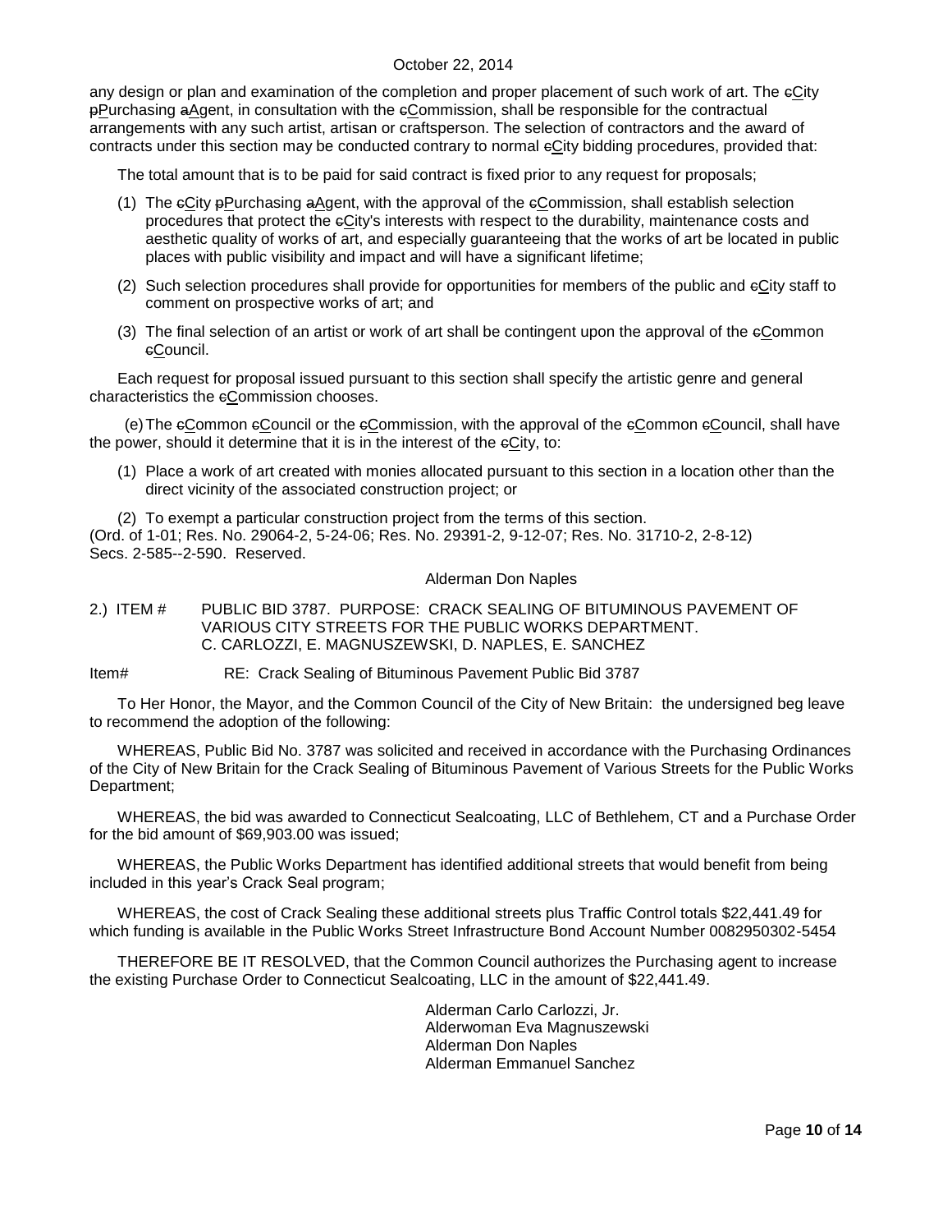any design or plan and examination of the completion and proper placement of such work of art. The ~~c~~City ~~p~~Purchasing ~~a~~Agent, in consultation with the ~~c~~Commission, shall be responsible for the contractual arrangements with any such artist, artisan or craftsperson. The selection of contractors and the award of contracts under this section may be conducted contrary to normal ~~c~~City bidding procedures, provided that:

The total amount that is to be paid for said contract is fixed prior to any request for proposals;

(1) The ~~c~~City ~~p~~Purchasing ~~a~~Agent, with the approval of the ~~c~~Commission, shall establish selection procedures that protect the ~~c~~City's interests with respect to the durability, maintenance costs and aesthetic quality of works of art, and especially guaranteeing that the works of art be located in public places with public visibility and impact and will have a significant lifetime;

(2) Such selection procedures shall provide for opportunities for members of the public and ~~c~~City staff to comment on prospective works of art; and

(3) The final selection of an artist or work of art shall be contingent upon the approval of the ~~c~~Common ~~c~~Council.

Each request for proposal issued pursuant to this section shall specify the artistic genre and general characteristics the ~~c~~Commission chooses.

(e) The ~~c~~Common ~~c~~Council or the ~~c~~Commission, with the approval of the ~~c~~Common ~~c~~Council, shall have the power, should it determine that it is in the interest of the ~~c~~City, to:

(1) Place a work of art created with monies allocated pursuant to this section in a location other than the direct vicinity of the associated construction project; or

(2) To exempt a particular construction project from the terms of this section.

(Ord. of 1-01; Res. No. 29064-2, 5-24-06; Res. No. 29391-2, 9-12-07; Res. No. 31710-2, 2-8-12)
Secs. 2-585--2-590. Reserved.

Alderman Don Naples

2.) ITEM # PUBLIC BID 3787. PURPOSE: CRACK SEALING OF BITUMINOUS PAVEMENT OF VARIOUS CITY STREETS FOR THE PUBLIC WORKS DEPARTMENT.
C. CARLOZZI, E. MAGNUSZEWSKI, D. NAPLES, E. SANCHEZ

Item# RE: Crack Sealing of Bituminous Pavement Public Bid 3787

To Her Honor, the Mayor, and the Common Council of the City of New Britain: the undersigned beg leave to recommend the adoption of the following:

WHEREAS, Public Bid No. 3787 was solicited and received in accordance with the Purchasing Ordinances of the City of New Britain for the Crack Sealing of Bituminous Pavement of Various Streets for the Public Works Department;

WHEREAS, the bid was awarded to Connecticut Sealcoating, LLC of Bethlehem, CT and a Purchase Order for the bid amount of $69,903.00 was issued;

WHEREAS, the Public Works Department has identified additional streets that would benefit from being included in this year's Crack Seal program;

WHEREAS, the cost of Crack Sealing these additional streets plus Traffic Control totals $22,441.49 for which funding is available in the Public Works Street Infrastructure Bond Account Number 0082950302-5454

THEREFORE BE IT RESOLVED, that the Common Council authorizes the Purchasing agent to increase the existing Purchase Order to Connecticut Sealcoating, LLC in the amount of $22,441.49.

Alderman Carlo Carlozzi, Jr.
Alderwoman Eva Magnuszewski
Alderman Don Naples
Alderman Emmanuel Sanchez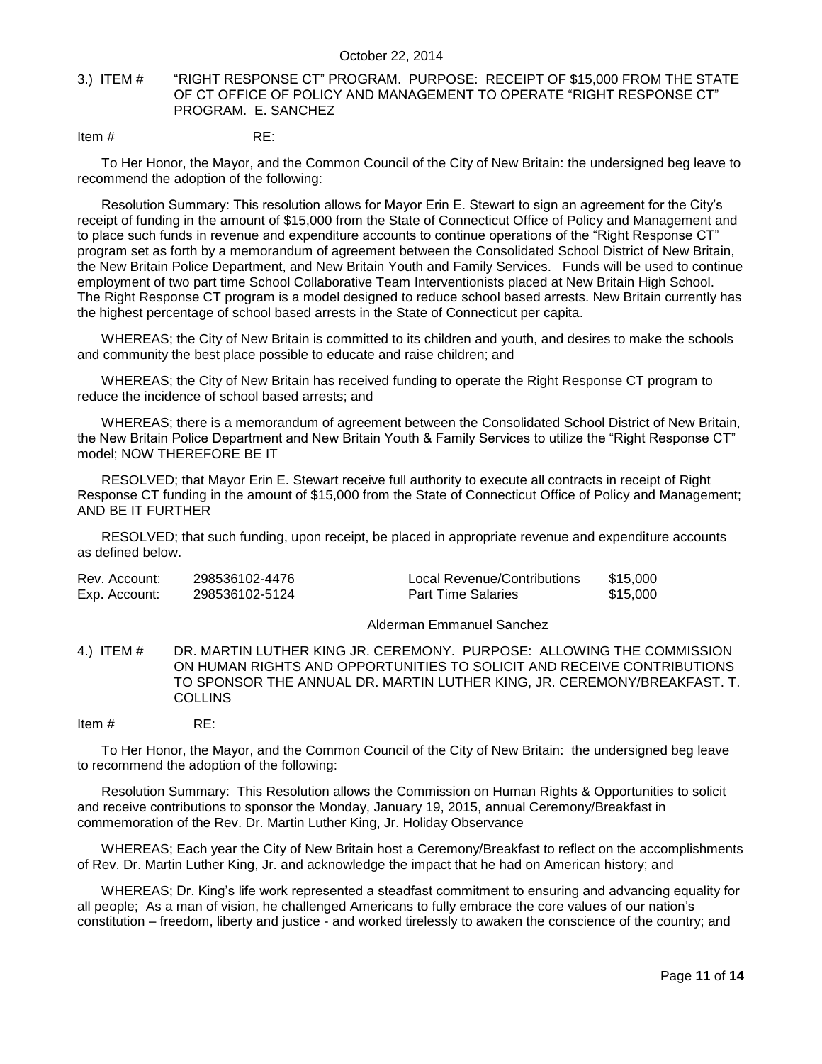3.) ITEM # "RIGHT RESPONSE CT" PROGRAM. PURPOSE: RECEIPT OF $15,000 FROM THE STATE OF CT OFFICE OF POLICY AND MANAGEMENT TO OPERATE "RIGHT RESPONSE CT" PROGRAM. E. SANCHEZ

Item # RE:

To Her Honor, the Mayor, and the Common Council of the City of New Britain: the undersigned beg leave to recommend the adoption of the following:

Resolution Summary: This resolution allows for Mayor Erin E. Stewart to sign an agreement for the City's receipt of funding in the amount of $15,000 from the State of Connecticut Office of Policy and Management and to place such funds in revenue and expenditure accounts to continue operations of the "Right Response CT" program set as forth by a memorandum of agreement between the Consolidated School District of New Britain, the New Britain Police Department, and New Britain Youth and Family Services. Funds will be used to continue employment of two part time School Collaborative Team Interventionists placed at New Britain High School. The Right Response CT program is a model designed to reduce school based arrests. New Britain currently has the highest percentage of school based arrests in the State of Connecticut per capita.

WHEREAS; the City of New Britain is committed to its children and youth, and desires to make the schools and community the best place possible to educate and raise children; and

WHEREAS; the City of New Britain has received funding to operate the Right Response CT program to reduce the incidence of school based arrests; and

WHEREAS; there is a memorandum of agreement between the Consolidated School District of New Britain, the New Britain Police Department and New Britain Youth & Family Services to utilize the "Right Response CT" model; NOW THEREFORE BE IT

RESOLVED; that Mayor Erin E. Stewart receive full authority to execute all contracts in receipt of Right Response CT funding in the amount of $15,000 from the State of Connecticut Office of Policy and Management; AND BE IT FURTHER

RESOLVED; that such funding, upon receipt, be placed in appropriate revenue and expenditure accounts as defined below.

| | | | |
|---|---|---|---|
| Rev. Account: | 298536102-4476 | Local Revenue/Contributions | $15,000 |
| Exp. Account: | 298536102-5124 | Part Time Salaries | $15,000 |

Alderman Emmanuel Sanchez

4.) ITEM # DR. MARTIN LUTHER KING JR. CEREMONY. PURPOSE: ALLOWING THE COMMISSION ON HUMAN RIGHTS AND OPPORTUNITIES TO SOLICIT AND RECEIVE CONTRIBUTIONS TO SPONSOR THE ANNUAL DR. MARTIN LUTHER KING, JR. CEREMONY/BREAKFAST. T. COLLINS

Item # RE:

To Her Honor, the Mayor, and the Common Council of the City of New Britain: the undersigned beg leave to recommend the adoption of the following:

Resolution Summary: This Resolution allows the Commission on Human Rights & Opportunities to solicit and receive contributions to sponsor the Monday, January 19, 2015, annual Ceremony/Breakfast in commemoration of the Rev. Dr. Martin Luther King, Jr. Holiday Observance

WHEREAS; Each year the City of New Britain host a Ceremony/Breakfast to reflect on the accomplishments of Rev. Dr. Martin Luther King, Jr. and acknowledge the impact that he had on American history; and

WHEREAS; Dr. King's life work represented a steadfast commitment to ensuring and advancing equality for all people; As a man of vision, he challenged Americans to fully embrace the core values of our nation's constitution – freedom, liberty and justice - and worked tirelessly to awaken the conscience of the country; and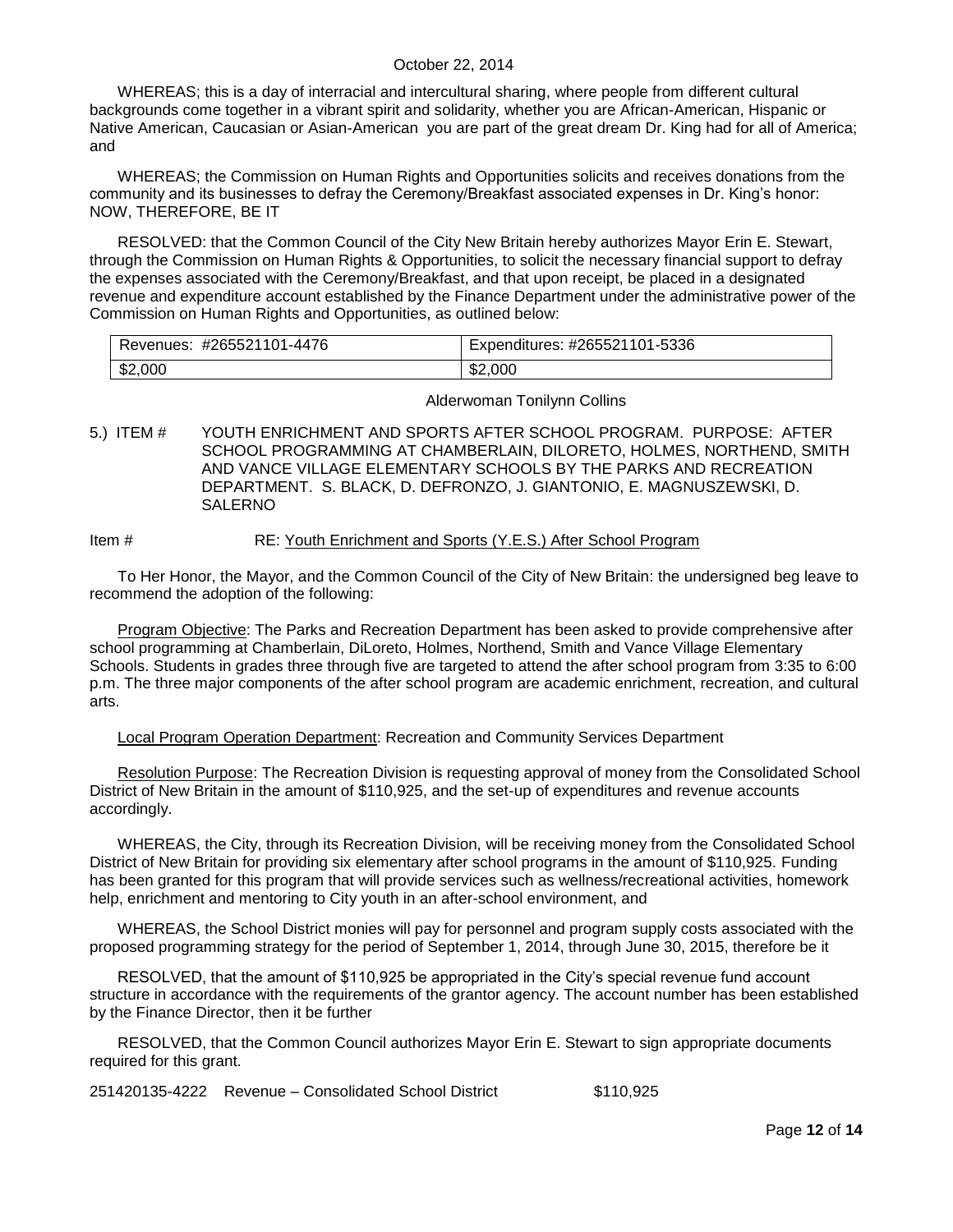WHEREAS; this is a day of interracial and intercultural sharing, where people from different cultural backgrounds come together in a vibrant spirit and solidarity, whether you are African-American, Hispanic or Native American, Caucasian or Asian-American you are part of the great dream Dr. King had for all of America; and

WHEREAS; the Commission on Human Rights and Opportunities solicits and receives donations from the community and its businesses to defray the Ceremony/Breakfast associated expenses in Dr. King's honor: NOW, THEREFORE, BE IT

RESOLVED: that the Common Council of the City New Britain hereby authorizes Mayor Erin E. Stewart, through the Commission on Human Rights & Opportunities, to solicit the necessary financial support to defray the expenses associated with the Ceremony/Breakfast, and that upon receipt, be placed in a designated revenue and expenditure account established by the Finance Department under the administrative power of the Commission on Human Rights and Opportunities, as outlined below:

| Revenues: #265521101-4476 | Expenditures: #265521101-5336 |
|---|---|
| $2,000 | $2,000 |

Alderwoman Tonilynn Collins

5.) ITEM # YOUTH ENRICHMENT AND SPORTS AFTER SCHOOL PROGRAM. PURPOSE: AFTER SCHOOL PROGRAMMING AT CHAMBERLAIN, DILORETO, HOLMES, NORTHEND, SMITH AND VANCE VILLAGE ELEMENTARY SCHOOLS BY THE PARKS AND RECREATION DEPARTMENT. S. BLACK, D. DEFRONZO, J. GIANTONIO, E. MAGNUSZEWSKI, D. SALERNO

Item # RE: Youth Enrichment and Sports (Y.E.S.) After School Program

To Her Honor, the Mayor, and the Common Council of the City of New Britain: the undersigned beg leave to recommend the adoption of the following:

Program Objective: The Parks and Recreation Department has been asked to provide comprehensive after school programming at Chamberlain, DiLoreto, Holmes, Northend, Smith and Vance Village Elementary Schools. Students in grades three through five are targeted to attend the after school program from 3:35 to 6:00 p.m. The three major components of the after school program are academic enrichment, recreation, and cultural arts.

Local Program Operation Department: Recreation and Community Services Department

Resolution Purpose: The Recreation Division is requesting approval of money from the Consolidated School District of New Britain in the amount of $110,925, and the set-up of expenditures and revenue accounts accordingly.

WHEREAS, the City, through its Recreation Division, will be receiving money from the Consolidated School District of New Britain for providing six elementary after school programs in the amount of $110,925. Funding has been granted for this program that will provide services such as wellness/recreational activities, homework help, enrichment and mentoring to City youth in an after-school environment, and

WHEREAS, the School District monies will pay for personnel and program supply costs associated with the proposed programming strategy for the period of September 1, 2014, through June 30, 2015, therefore be it

RESOLVED, that the amount of $110,925 be appropriated in the City's special revenue fund account structure in accordance with the requirements of the grantor agency. The account number has been established by the Finance Director, then it be further

RESOLVED, that the Common Council authorizes Mayor Erin E. Stewart to sign appropriate documents required for this grant.

251420135-4222 Revenue – Consolidated School District $110,925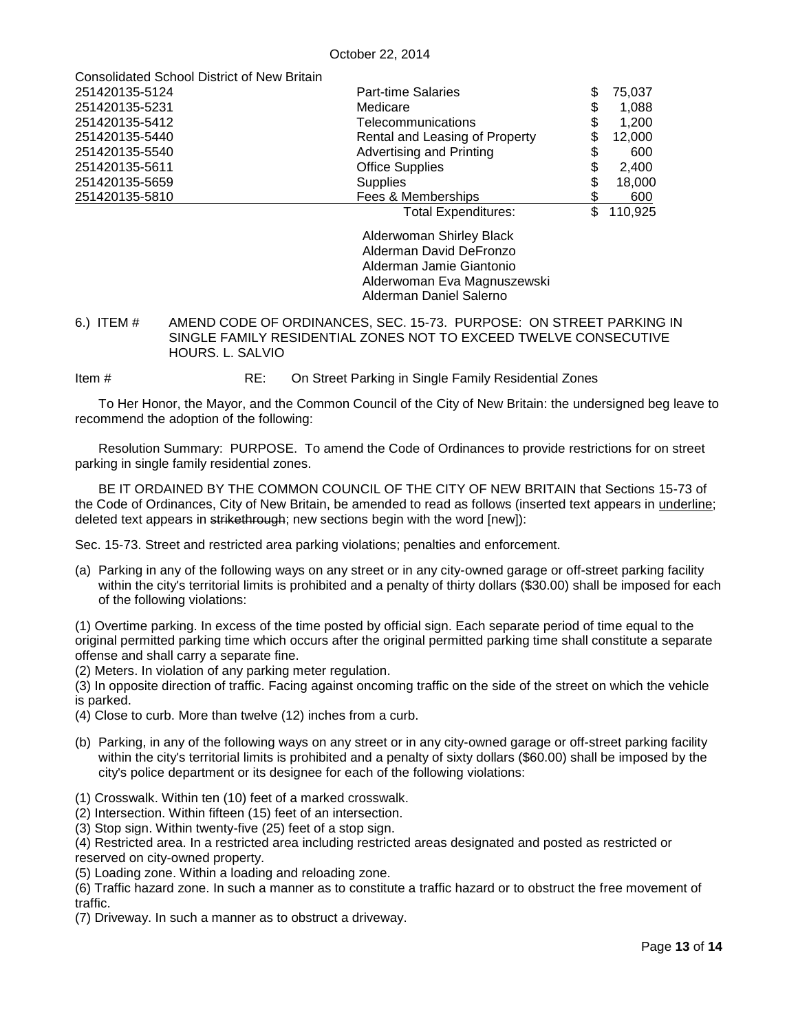October 22, 2014

Consolidated School District of New Britain

| | | |
|---|---|---|
| 251420135-5124 | Part-time Salaries | $ 75,037 |
| 251420135-5231 | Medicare | $ 1,088 |
| 251420135-5412 | Telecommunications | $ 1,200 |
| 251420135-5440 | Rental and Leasing of Property | $ 12,000 |
| 251420135-5540 | Advertising and Printing | $ 600 |
| 251420135-5611 | Office Supplies | $ 2,400 |
| 251420135-5659 | Supplies | $ 18,000 |
| 251420135-5810 | Fees & Memberships | $ 600 |
| | Total Expenditures: | $ 110,925 |

Alderwoman Shirley Black
Alderman David DeFronzo
Alderman Jamie Giantonio
Alderwoman Eva Magnuszewski
Alderman Daniel Salerno

6.) ITEM # AMEND CODE OF ORDINANCES, SEC. 15-73. PURPOSE: ON STREET PARKING IN SINGLE FAMILY RESIDENTIAL ZONES NOT TO EXCEED TWELVE CONSECUTIVE HOURS. L. SALVIO

Item # RE: On Street Parking in Single Family Residential Zones

To Her Honor, the Mayor, and the Common Council of the City of New Britain: the undersigned beg leave to recommend the adoption of the following:

Resolution Summary: PURPOSE. To amend the Code of Ordinances to provide restrictions for on street parking in single family residential zones.

BE IT ORDAINED BY THE COMMON COUNCIL OF THE CITY OF NEW BRITAIN that Sections 15-73 of the Code of Ordinances, City of New Britain, be amended to read as follows (inserted text appears in <u>underline</u>; deleted text appears in ~~strikethrough~~; new sections begin with the word [new]):

Sec. 15-73. Street and restricted area parking violations; penalties and enforcement.

(a) Parking in any of the following ways on any street or in any city-owned garage or off-street parking facility within the city's territorial limits is prohibited and a penalty of thirty dollars ($30.00) shall be imposed for each of the following violations:

(1) Overtime parking. In excess of the time posted by official sign. Each separate period of time equal to the original permitted parking time which occurs after the original permitted parking time shall constitute a separate offense and shall carry a separate fine.
(2) Meters. In violation of any parking meter regulation.
(3) In opposite direction of traffic. Facing against oncoming traffic on the side of the street on which the vehicle is parked.
(4) Close to curb. More than twelve (12) inches from a curb.

(b) Parking, in any of the following ways on any street or in any city-owned garage or off-street parking facility within the city's territorial limits is prohibited and a penalty of sixty dollars ($60.00) shall be imposed by the city's police department or its designee for each of the following violations:

(1) Crosswalk. Within ten (10) feet of a marked crosswalk.
(2) Intersection. Within fifteen (15) feet of an intersection.
(3) Stop sign. Within twenty-five (25) feet of a stop sign.
(4) Restricted area. In a restricted area including restricted areas designated and posted as restricted or reserved on city-owned property.
(5) Loading zone. Within a loading and reloading zone.
(6) Traffic hazard zone. In such a manner as to constitute a traffic hazard or to obstruct the free movement of traffic.
(7) Driveway. In such a manner as to obstruct a driveway.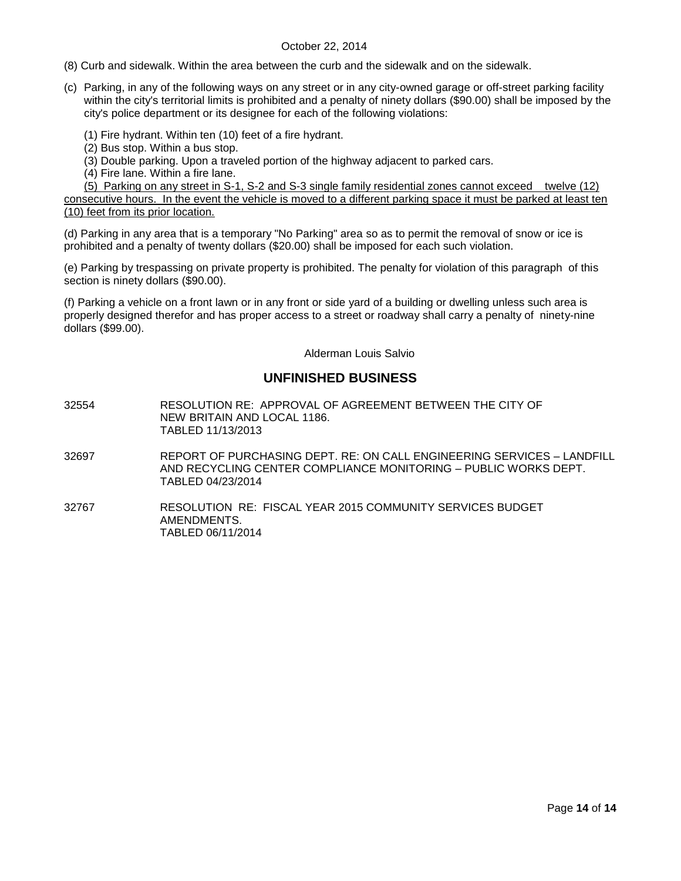(8) Curb and sidewalk. Within the area between the curb and the sidewalk and on the sidewalk.

(c) Parking, in any of the following ways on any street or in any city-owned garage or off-street parking facility within the city's territorial limits is prohibited and a penalty of ninety dollars ($90.00) shall be imposed by the city's police department or its designee for each of the following violations:

(1) Fire hydrant. Within ten (10) feet of a fire hydrant.
(2) Bus stop. Within a bus stop.
(3) Double parking. Upon a traveled portion of the highway adjacent to parked cars.
(4) Fire lane. Within a fire lane.
<u>(5) Parking on any street in S-1, S-2 and S-3 single family residential zones cannot exceed twelve (12) consecutive hours. In the event the vehicle is moved to a different parking space it must be parked at least ten (10) feet from its prior location.</u>

(d) Parking in any area that is a temporary "No Parking" area so as to permit the removal of snow or ice is prohibited and a penalty of twenty dollars ($20.00) shall be imposed for each such violation.

(e) Parking by trespassing on private property is prohibited. The penalty for violation of this paragraph of this section is ninety dollars ($90.00).

(f) Parking a vehicle on a front lawn or in any front or side yard of a building or dwelling unless such area is properly designed therefor and has proper access to a street or roadway shall carry a penalty of ninety-nine dollars ($99.00).

Alderman Louis Salvio

## UNFINISHED BUSINESS

32554 RESOLUTION RE: APPROVAL OF AGREEMENT BETWEEN THE CITY OF NEW BRITAIN AND LOCAL 1186.
TABLED 11/13/2013

32697 REPORT OF PURCHASING DEPT. RE: ON CALL ENGINEERING SERVICES – LANDFILL AND RECYCLING CENTER COMPLIANCE MONITORING – PUBLIC WORKS DEPT.
TABLED 04/23/2014

32767 RESOLUTION RE: FISCAL YEAR 2015 COMMUNITY SERVICES BUDGET AMENDMENTS.
TABLED 06/11/2014